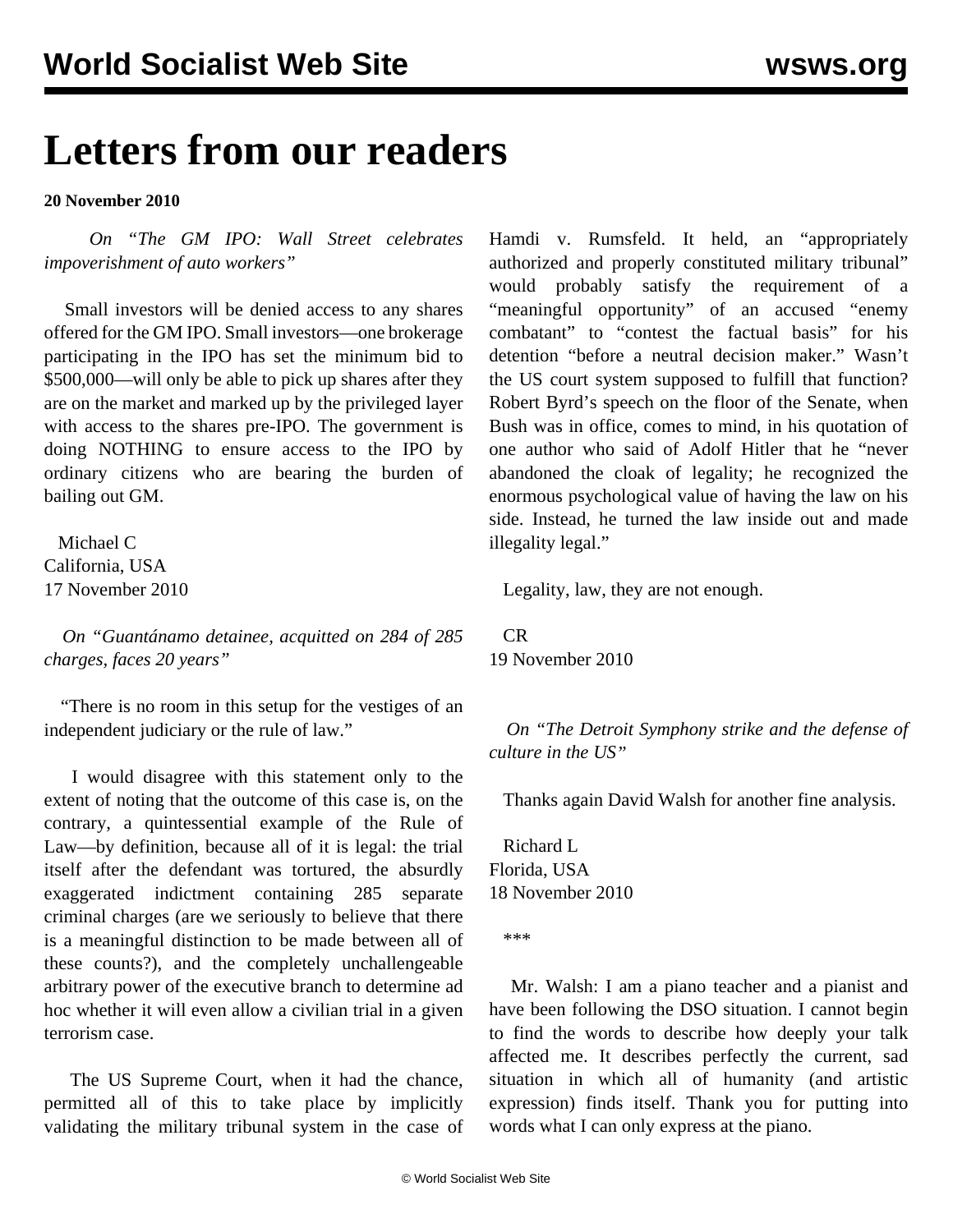# Letters from our readers

**20 November 2010**

*On "The GM IPO: Wall Street celebrates impoverishment of auto workers"*

Small investors will be denied access to any shares offered for the GM IPO. Small investors—one brokerage participating in the IPO has set the minimum bid to \$500,000—will only be able to pick up shares after they are on the market and marked up by the privileged layer with access to the shares pre-IPO. The government is doing NOTHING to ensure access to the IPO by ordinary citizens who are bearing the burden of bailing out GM.

Michael C
California, USA
17 November 2010

*On "Guantánamo detainee, acquitted on 284 of 285 charges, faces 20 years"*

"There is no room in this setup for the vestiges of an independent judiciary or the rule of law."

I would disagree with this statement only to the extent of noting that the outcome of this case is, on the contrary, a quintessential example of the Rule of Law—by definition, because all of it is legal: the trial itself after the defendant was tortured, the absurdly exaggerated indictment containing 285 separate criminal charges (are we seriously to believe that there is a meaningful distinction to be made between all of these counts?), and the completely unchallengeable arbitrary power of the executive branch to determine ad hoc whether it will even allow a civilian trial in a given terrorism case.

The US Supreme Court, when it had the chance, permitted all of this to take place by implicitly validating the military tribunal system in the case of Hamdi v. Rumsfeld. It held, an "appropriately authorized and properly constituted military tribunal" would probably satisfy the requirement of a "meaningful opportunity" of an accused "enemy combatant" to "contest the factual basis" for his detention "before a neutral decision maker." Wasn't the US court system supposed to fulfill that function? Robert Byrd's speech on the floor of the Senate, when Bush was in office, comes to mind, in his quotation of one author who said of Adolf Hitler that he "never abandoned the cloak of legality; he recognized the enormous psychological value of having the law on his side. Instead, he turned the law inside out and made illegality legal."

Legality, law, they are not enough.

CR
19 November 2010

*On "The Detroit Symphony strike and the defense of culture in the US"*

Thanks again David Walsh for another fine analysis.

Richard L
Florida, USA
18 November 2010

***

Mr. Walsh: I am a piano teacher and a pianist and have been following the DSO situation. I cannot begin to find the words to describe how deeply your talk affected me. It describes perfectly the current, sad situation in which all of humanity (and artistic expression) finds itself. Thank you for putting into words what I can only express at the piano.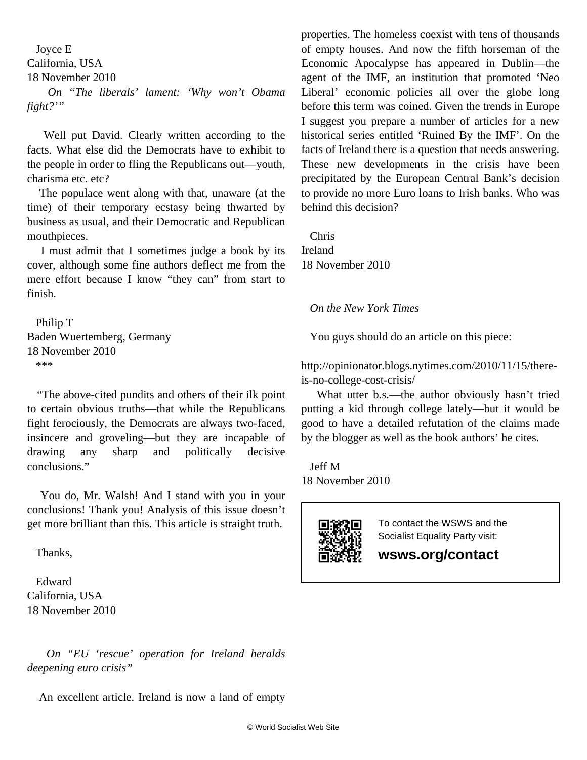Joyce E
California, USA
18 November 2010

*On "The liberals' lament: 'Why won't Obama fight?'"*

Well put David. Clearly written according to the facts. What else did the Democrats have to exhibit to the people in order to fling the Republicans out—youth, charisma etc. etc?

The populace went along with that, unaware (at the time) of their temporary ecstasy being thwarted by business as usual, and their Democratic and Republican mouthpieces.

I must admit that I sometimes judge a book by its cover, although some fine authors deflect me from the mere effort because I know "they can" from start to finish.

Philip T
Baden Wuertemberg, Germany
18 November 2010

***

"The above-cited pundits and others of their ilk point to certain obvious truths—that while the Republicans fight ferociously, the Democrats are always two-faced, insincere and groveling—but they are incapable of drawing any sharp and politically decisive conclusions."

You do, Mr. Walsh! And I stand with you in your conclusions! Thank you! Analysis of this issue doesn't get more brilliant than this. This article is straight truth.

Thanks,

Edward
California, USA
18 November 2010

*On "EU 'rescue' operation for Ireland heralds deepening euro crisis"*

An excellent article. Ireland is now a land of empty properties. The homeless coexist with tens of thousands of empty houses. And now the fifth horseman of the Economic Apocalypse has appeared in Dublin—the agent of the IMF, an institution that promoted 'Neo Liberal' economic policies all over the globe long before this term was coined. Given the trends in Europe I suggest you prepare a number of articles for a new historical series entitled 'Ruined By the IMF'. On the facts of Ireland there is a question that needs answering. These new developments in the crisis have been precipitated by the European Central Bank's decision to provide no more Euro loans to Irish banks. Who was behind this decision?

Chris
Ireland
18 November 2010

*On the New York Times*

You guys should do an article on this piece:

http://opinionator.blogs.nytimes.com/2010/11/15/there-is-no-college-cost-crisis/

What utter b.s.—the author obviously hasn't tried putting a kid through college lately—but it would be good to have a detailed refutation of the claims made by the blogger as well as the book authors' he cites.

Jeff M
18 November 2010

To contact the WSWS and the Socialist Equality Party visit:

**wsws.org/contact**